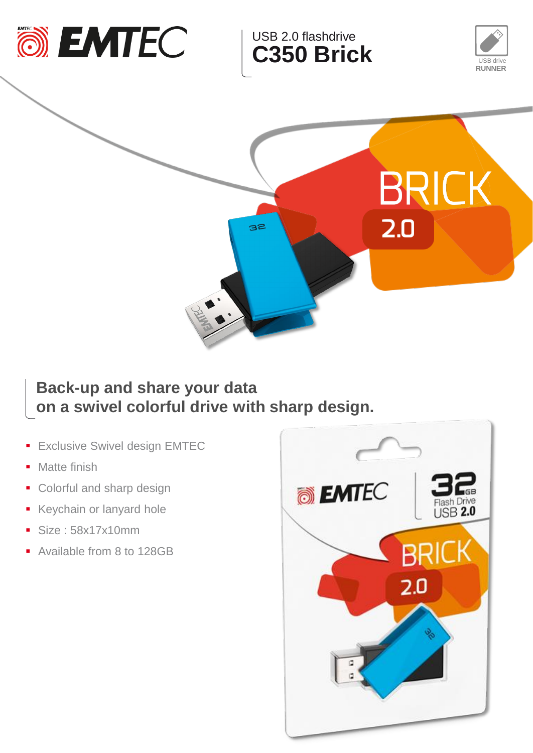# USB 2.0 flashdrive
# C350 Brick

USB drive
RUNNER

## Back-up and share your data on a swivel colorful drive with sharp design.

- Exclusive Swivel design EMTEC
- Matte finish
- Colorful and sharp design
- Keychain or lanyard hole
- Size : 58x17x10mm
- Available from 8 to 128GB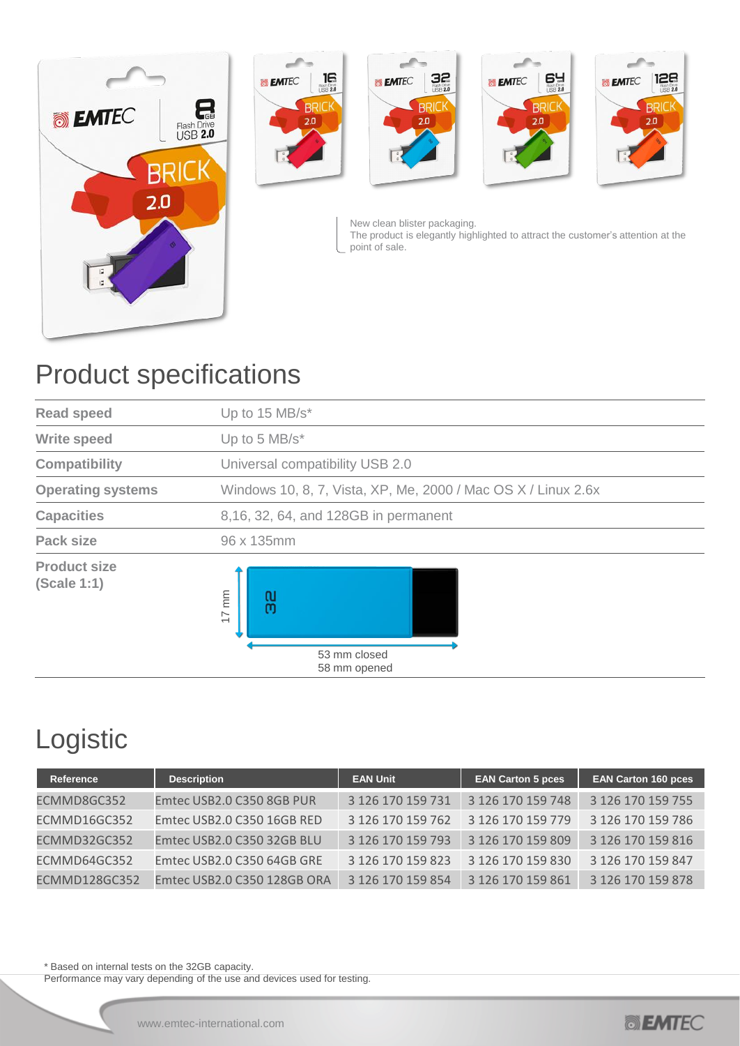New clean blister packaging.
The product is elegantly highlighted to attract the customer's attention at the point of sale.

# Product specifications

| | |
|---|---|
| **Read speed** | Up to 15 MB/s* |
| **Write speed** | Up to 5 MB/s* |
| **Compatibility** | Universal compatibility USB 2.0 |
| **Operating systems** | Windows 10, 8, 7, Vista, XP, Me, 2000 / Mac OS X / Linux 2.6x |
| **Capacities** | 8,16, 32, 64, and 128GB in permanent |
| **Pack size** | 96 x 135mm |
| **Product size (Scale 1:1)** | 17 mm; 53 mm closed; 58 mm opened |

# Logistic

| Reference | Description | EAN Unit | EAN Carton 5 pces | EAN Carton 160 pces |
|---|---|---|---|---|
| ECMMD8GC352 | Emtec USB2.0 C350 8GB PUR | 3 126 170 159 731 | 3 126 170 159 748 | 3 126 170 159 755 |
| ECMMD16GC352 | Emtec USB2.0 C350 16GB RED | 3 126 170 159 762 | 3 126 170 159 779 | 3 126 170 159 786 |
| ECMMD32GC352 | Emtec USB2.0 C350 32GB BLU | 3 126 170 159 793 | 3 126 170 159 809 | 3 126 170 159 816 |
| ECMMD64GC352 | Emtec USB2.0 C350 64GB GRE | 3 126 170 159 823 | 3 126 170 159 830 | 3 126 170 159 847 |
| ECMMD128GC352 | Emtec USB2.0 C350 128GB ORA | 3 126 170 159 854 | 3 126 170 159 861 | 3 126 170 159 878 |

* Based on internal tests on the 32GB capacity.
Performance may vary depending of the use and devices used for testing.

www.emtec-international.com